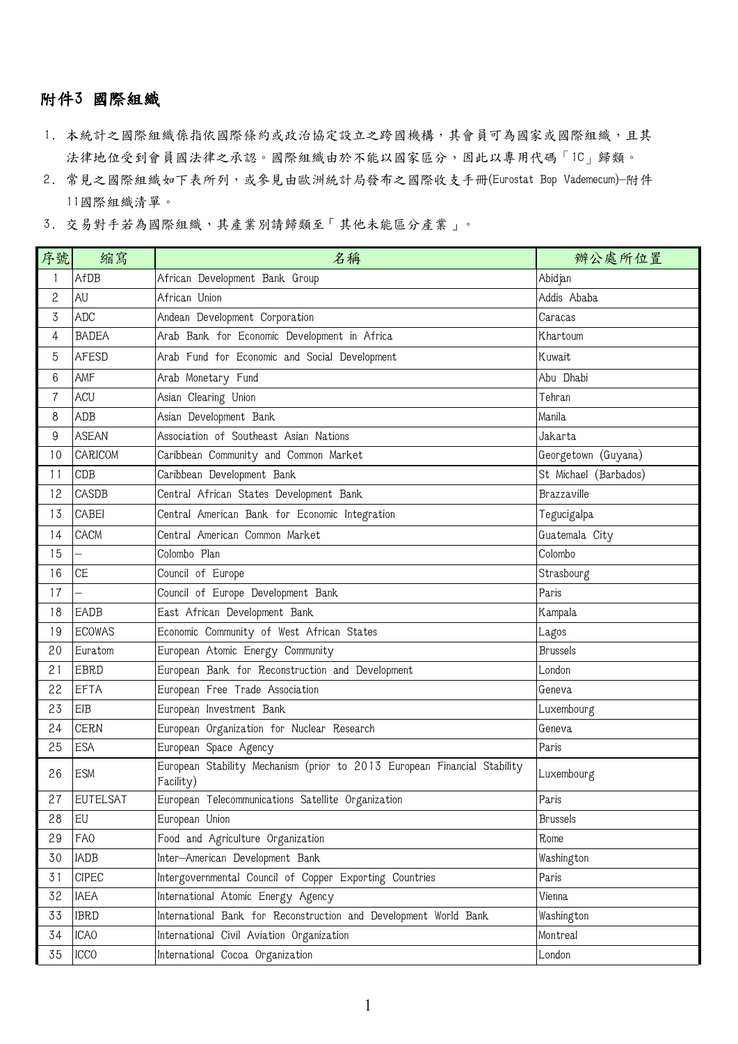# 附件3 國際組織

1. 本統計之國際組織係指依國際條約或政治協定設立之跨國機構，其會員可為國家或國際組織，且其法律地位受到會員國法律之承認。國際組織由於不能以國家區分，因此以專用代碼「1C」歸類。
2. 常見之國際組織如下表所列，或參見由歐洲統計局發布之國際收支手冊(Eurostat Bop Vademecum)—附件11國際組織清單。
3. 交易對手若為國際組織，其產業別請歸類至「其他未能區分產業」。

| 序號 | 縮寫 | 名稱 | 辦公處所位置 |
|---|---|---|---|
| 1 | AfDB | African Development Bank Group | Abidjan |
| 2 | AU | African Union | Addis Ababa |
| 3 | ADC | Andean Development Corporation | Caracas |
| 4 | BADEA | Arab Bank for Economic Development in Africa | Khartoum |
| 5 | AFESD | Arab Fund for Economic and Social Development | Kuwait |
| 6 | AMF | Arab Monetary Fund | Abu Dhabi |
| 7 | ACU | Asian Clearing Union | Tehran |
| 8 | ADB | Asian Development Bank | Manila |
| 9 | ASEAN | Association of Southeast Asian Nations | Jakarta |
| 10 | CARICOM | Caribbean Community and Common Market | Georgetown (Guyana) |
| 11 | CDB | Caribbean Development Bank | St Michael (Barbados) |
| 12 | CASDB | Central African States Development Bank | Brazzaville |
| 13 | CABEI | Central American Bank for Economic Integration | Tegucigalpa |
| 14 | CACM | Central American Common Market | Guatemala City |
| 15 | — | Colombo Plan | Colombo |
| 16 | CE | Council of Europe | Strasbourg |
| 17 | — | Council of Europe Development Bank | Paris |
| 18 | EADB | East African Development Bank | Kampala |
| 19 | ECOWAS | Economic Community of West African States | Lagos |
| 20 | Euratom | European Atomic Energy Community | Brussels |
| 21 | EBRD | European Bank for Reconstruction and Development | London |
| 22 | EFTA | European Free Trade Association | Geneva |
| 23 | EIB | European Investment Bank | Luxembourg |
| 24 | CERN | European Organization for Nuclear Research | Geneva |
| 25 | ESA | European Space Agency | Paris |
| 26 | ESM | European Stability Mechanism (prior to 2013 European Financial Stability Facility) | Luxembourg |
| 27 | EUTELSAT | European Telecommunications Satellite Organization | Paris |
| 28 | EU | European Union | Brussels |
| 29 | FAO | Food and Agriculture Organization | Rome |
| 30 | IADB | Inter-American Development Bank | Washington |
| 31 | CIPEC | Intergovernmental Council of Copper Exporting Countries | Paris |
| 32 | IAEA | International Atomic Energy Agency | Vienna |
| 33 | IBRD | International Bank for Reconstruction and Development World Bank | Washington |
| 34 | ICAO | International Civil Aviation Organization | Montreal |
| 35 | ICCO | International Cocoa Organization | London |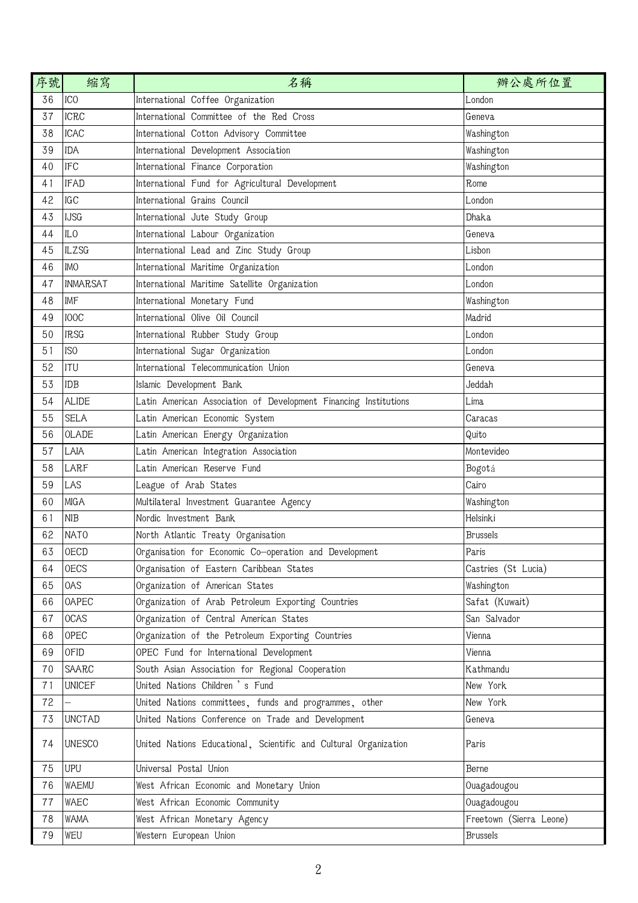| 序號 | 縮寫 | 名稱 | 辦公處所位置 |
| --- | --- | --- | --- |
| 36 | ICO | International Coffee Organization | London |
| 37 | ICRC | International Committee of the Red Cross | Geneva |
| 38 | ICAC | International Cotton Advisory Committee | Washington |
| 39 | IDA | International Development Association | Washington |
| 40 | IFC | International Finance Corporation | Washington |
| 41 | IFAD | International Fund for Agricultural Development | Rome |
| 42 | IGC | International Grains Council | London |
| 43 | IJSG | International Jute Study Group | Dhaka |
| 44 | ILO | International Labour Organization | Geneva |
| 45 | ILZSG | International Lead and Zinc Study Group | Lisbon |
| 46 | IMO | International Maritime Organization | London |
| 47 | INMARSAT | International Maritime Satellite Organization | London |
| 48 | IMF | International Monetary Fund | Washington |
| 49 | IOOC | International Olive Oil Council | Madrid |
| 50 | IRSG | International Rubber Study Group | London |
| 51 | ISO | International Sugar Organization | London |
| 52 | ITU | International Telecommunication Union | Geneva |
| 53 | IDB | Islamic Development Bank | Jeddah |
| 54 | ALIDE | Latin American Association of Development Financing Institutions | Lima |
| 55 | SELA | Latin American Economic System | Caracas |
| 56 | OLADE | Latin American Energy Organization | Quito |
| 57 | LAIA | Latin American Integration Association | Montevideo |
| 58 | LARF | Latin American Reserve Fund | Bogotá |
| 59 | LAS | League of Arab States | Cairo |
| 60 | MIGA | Multilateral Investment Guarantee Agency | Washington |
| 61 | NIB | Nordic Investment Bank | Helsinki |
| 62 | NATO | North Atlantic Treaty Organisation | Brussels |
| 63 | OECD | Organisation for Economic Co-operation and Development | Paris |
| 64 | OECS | Organisation of Eastern Caribbean States | Castries (St Lucia) |
| 65 | OAS | Organization of American States | Washington |
| 66 | OAPEC | Organization of Arab Petroleum Exporting Countries | Safat (Kuwait) |
| 67 | OCAS | Organization of Central American States | San Salvador |
| 68 | OPEC | Organization of the Petroleum Exporting Countries | Vienna |
| 69 | OFID | OPEC Fund for International Development | Vienna |
| 70 | SAARC | South Asian Association for Regional Cooperation | Kathmandu |
| 71 | UNICEF | United Nations Children's Fund | New York |
| 72 | – | United Nations committees, funds and programmes, other | New York |
| 73 | UNCTAD | United Nations Conference on Trade and Development | Geneva |
| 74 | UNESCO | United Nations Educational, Scientific and Cultural Organization | Paris |
| 75 | UPU | Universal Postal Union | Berne |
| 76 | WAEMU | West African Economic and Monetary Union | Ouagadougou |
| 77 | WAEC | West African Economic Community | Ouagadougou |
| 78 | WAMA | West African Monetary Agency | Freetown (Sierra Leone) |
| 79 | WEU | Western European Union | Brussels |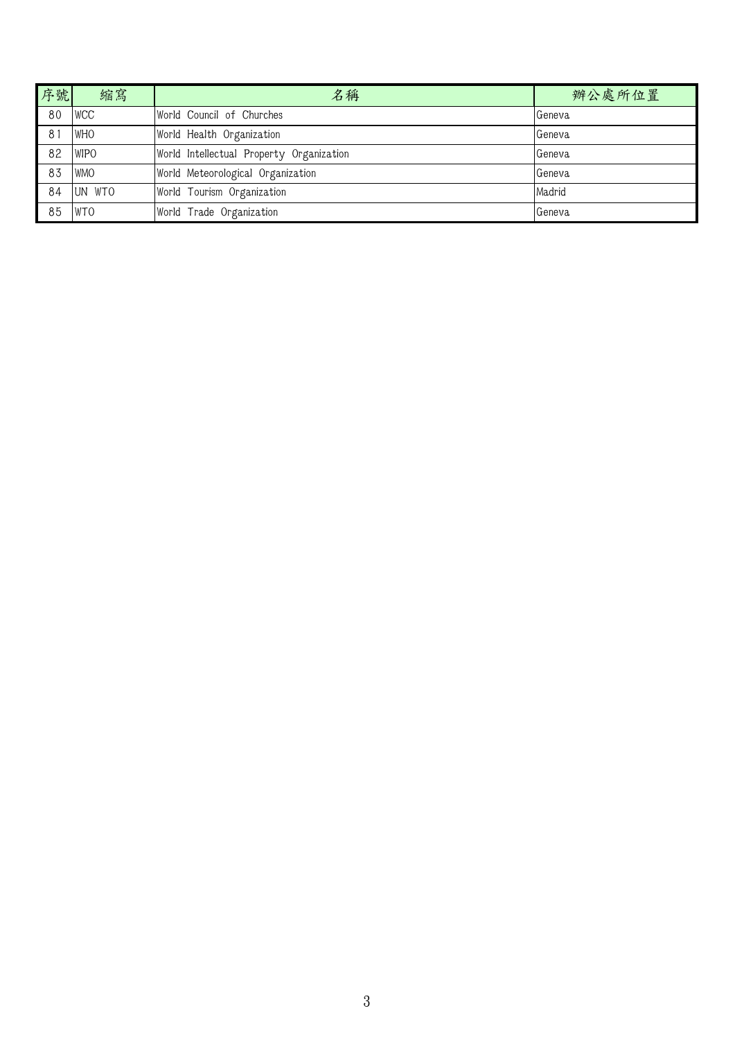| 序號 | 縮寫 | 名稱 | 辦公處所位置 |
| --- | --- | --- | --- |
| 80 | WCC | World Council of Churches | Geneva |
| 81 | WHO | World Health Organization | Geneva |
| 82 | WIPO | World Intellectual Property Organization | Geneva |
| 83 | WMO | World Meteorological Organization | Geneva |
| 84 | UN WTO | World Tourism Organization | Madrid |
| 85 | WTO | World Trade Organization | Geneva |